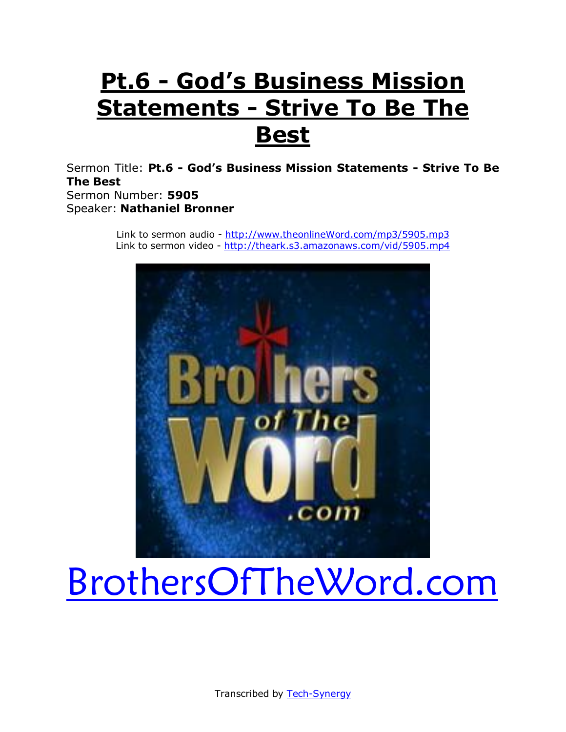# Pt.6 - God's Business Mission Statements - Strive To Be The Best

Sermon Title: **Pt.6 - God's Business Mission Statements - Strive To Be The Best**
Sermon Number: **5905**
Speaker: **Nathaniel Bronner**

Link to sermon audio - http://www.theonlineWord.com/mp3/5905.mp3
Link to sermon video - http://theark.s3.amazonaws.com/vid/5905.mp4

BrothersOfTheWord.com

Transcribed by Tech-Synergy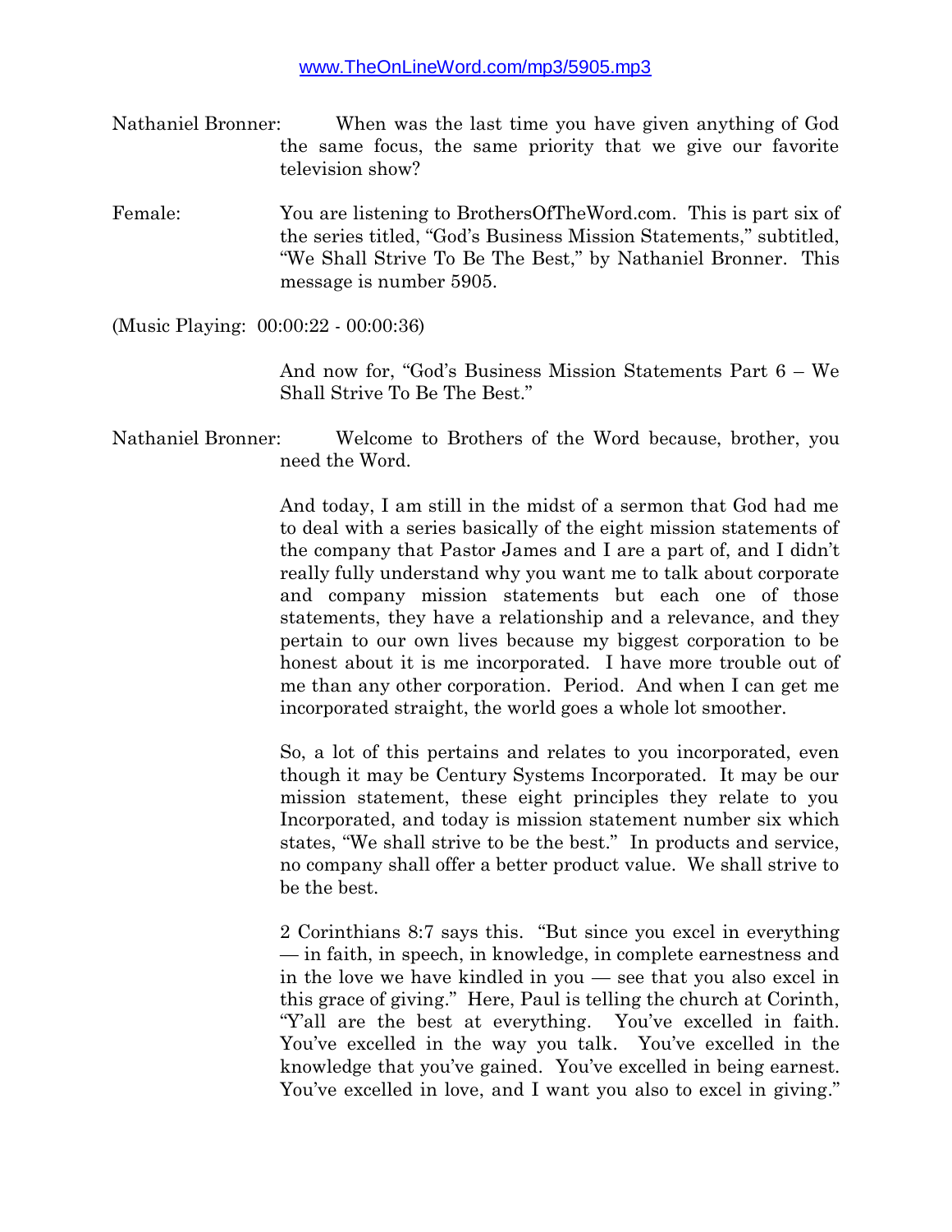www.TheOnLineWord.com/mp3/5905.mp3

Nathaniel Bronner: When was the last time you have given anything of God the same focus, the same priority that we give our favorite television show?

Female: You are listening to BrothersOfTheWord.com. This is part six of the series titled, "God's Business Mission Statements," subtitled, "We Shall Strive To Be The Best," by Nathaniel Bronner. This message is number 5905.

(Music Playing: 00:00:22 - 00:00:36)

And now for, "God's Business Mission Statements Part 6 – We Shall Strive To Be The Best."

Nathaniel Bronner: Welcome to Brothers of the Word because, brother, you need the Word.

And today, I am still in the midst of a sermon that God had me to deal with a series basically of the eight mission statements of the company that Pastor James and I are a part of, and I didn't really fully understand why you want me to talk about corporate and company mission statements but each one of those statements, they have a relationship and a relevance, and they pertain to our own lives because my biggest corporation to be honest about it is me incorporated. I have more trouble out of me than any other corporation. Period. And when I can get me incorporated straight, the world goes a whole lot smoother.

So, a lot of this pertains and relates to you incorporated, even though it may be Century Systems Incorporated. It may be our mission statement, these eight principles they relate to you Incorporated, and today is mission statement number six which states, "We shall strive to be the best." In products and service, no company shall offer a better product value. We shall strive to be the best.

2 Corinthians 8:7 says this. "But since you excel in everything — in faith, in speech, in knowledge, in complete earnestness and in the love we have kindled in you — see that you also excel in this grace of giving." Here, Paul is telling the church at Corinth, "Y'all are the best at everything. You've excelled in faith. You've excelled in the way you talk. You've excelled in the knowledge that you've gained. You've excelled in being earnest. You've excelled in love, and I want you also to excel in giving."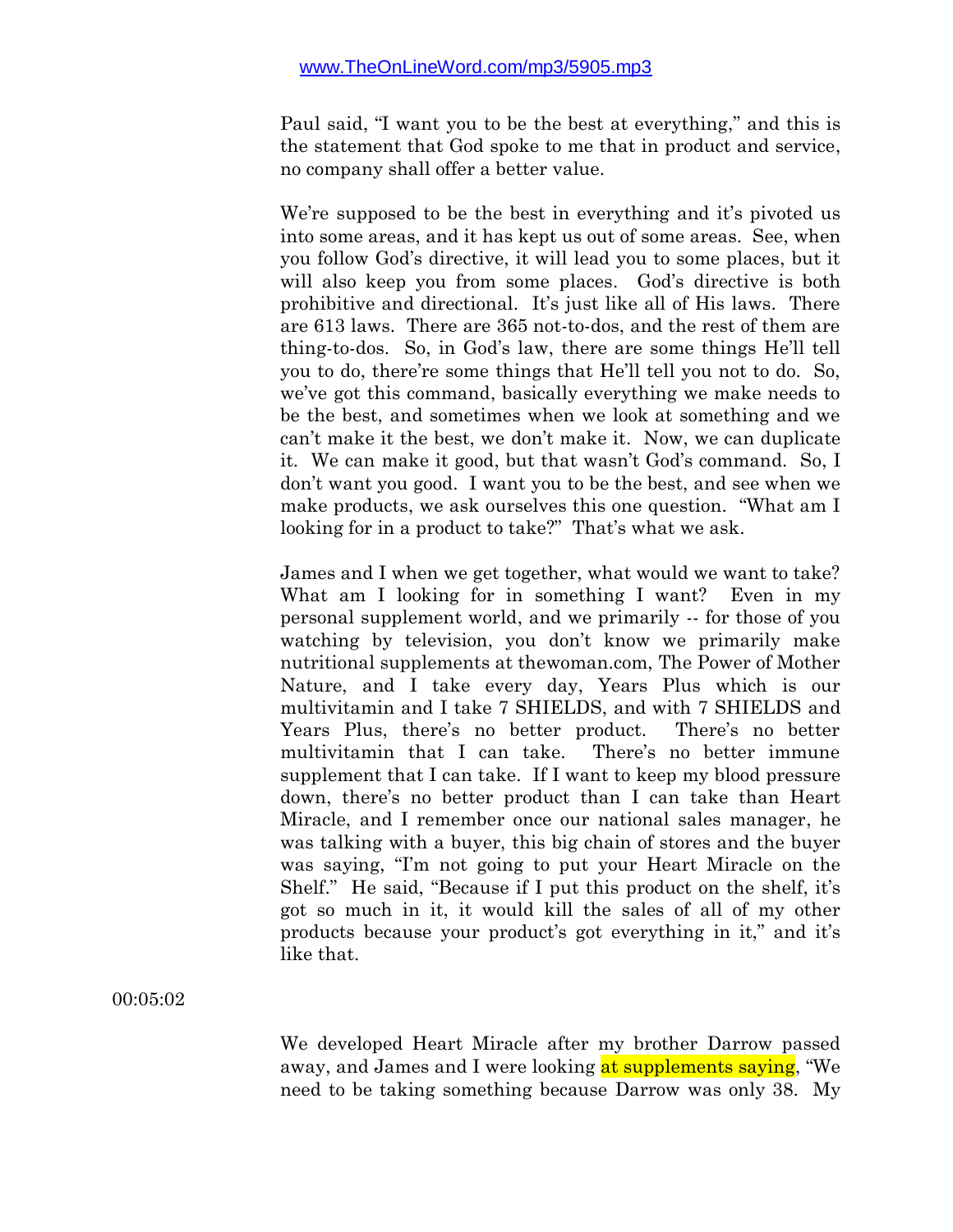Paul said, "I want you to be the best at everything," and this is the statement that God spoke to me that in product and service, no company shall offer a better value.

We're supposed to be the best in everything and it's pivoted us into some areas, and it has kept us out of some areas. See, when you follow God's directive, it will lead you to some places, but it will also keep you from some places. God's directive is both prohibitive and directional. It's just like all of His laws. There are 613 laws. There are 365 not-to-dos, and the rest of them are thing-to-dos. So, in God's law, there are some things He'll tell you to do, there're some things that He'll tell you not to do. So, we've got this command, basically everything we make needs to be the best, and sometimes when we look at something and we can't make it the best, we don't make it. Now, we can duplicate it. We can make it good, but that wasn't God's command. So, I don't want you good. I want you to be the best, and see when we make products, we ask ourselves this one question. "What am I looking for in a product to take?" That's what we ask.

James and I when we get together, what would we want to take? What am I looking for in something I want? Even in my personal supplement world, and we primarily -- for those of you watching by television, you don't know we primarily make nutritional supplements at thewoman.com, The Power of Mother Nature, and I take every day, Years Plus which is our multivitamin and I take 7 SHIELDS, and with 7 SHIELDS and Years Plus, there's no better product. There's no better multivitamin that I can take. There's no better immune supplement that I can take. If I want to keep my blood pressure down, there's no better product than I can take than Heart Miracle, and I remember once our national sales manager, he was talking with a buyer, this big chain of stores and the buyer was saying, "I'm not going to put your Heart Miracle on the Shelf." He said, "Because if I put this product on the shelf, it's got so much in it, it would kill the sales of all of my other products because your product's got everything in it," and it's like that.

00:05:02

We developed Heart Miracle after my brother Darrow passed away, and James and I were looking at supplements saying, "We need to be taking something because Darrow was only 38. My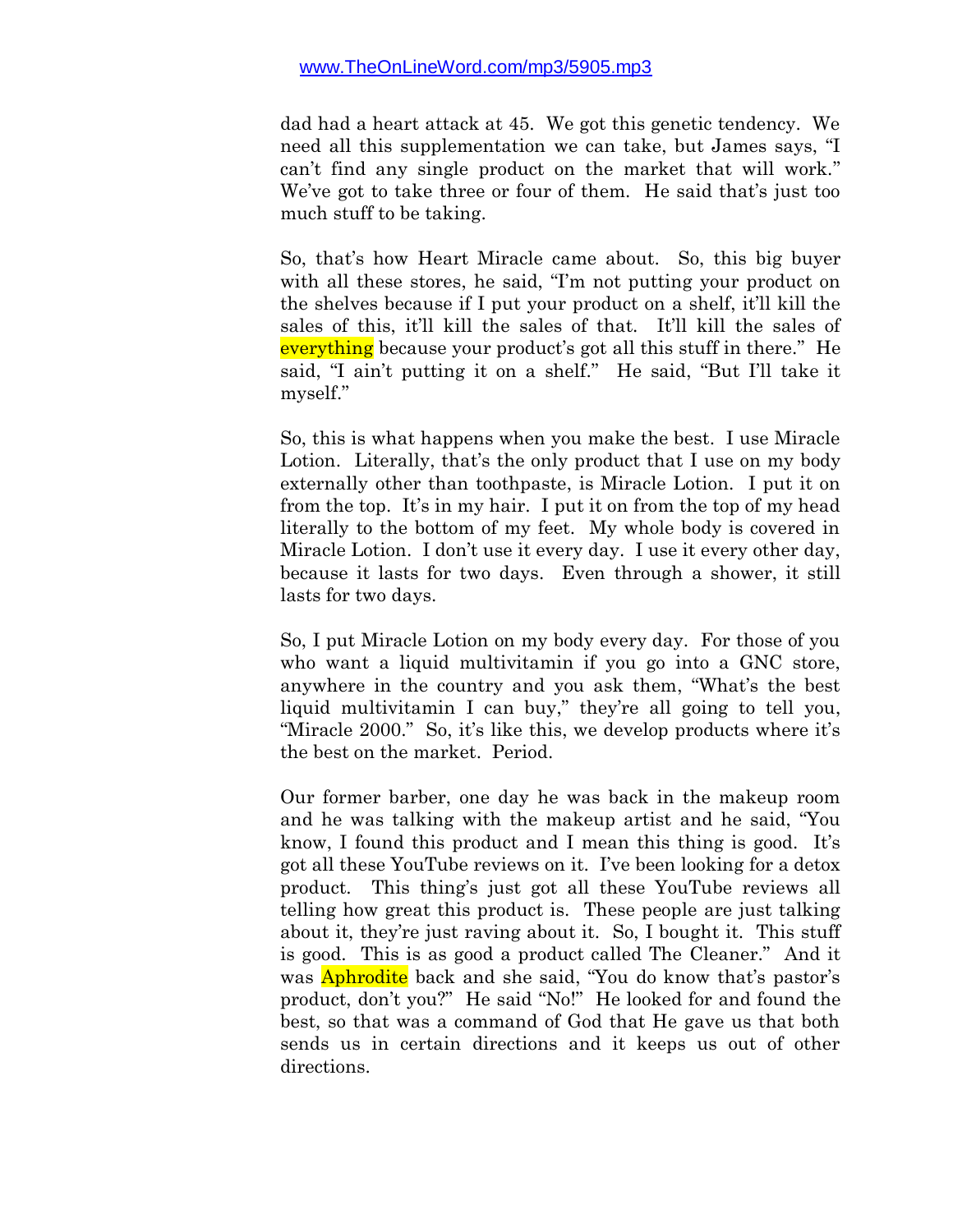dad had a heart attack at 45. We got this genetic tendency. We need all this supplementation we can take, but James says, "I can't find any single product on the market that will work." We've got to take three or four of them. He said that's just too much stuff to be taking.

So, that's how Heart Miracle came about. So, this big buyer with all these stores, he said, "I'm not putting your product on the shelves because if I put your product on a shelf, it'll kill the sales of this, it'll kill the sales of that. It'll kill the sales of everything because your product's got all this stuff in there." He said, "I ain't putting it on a shelf." He said, "But I'll take it myself."

So, this is what happens when you make the best. I use Miracle Lotion. Literally, that's the only product that I use on my body externally other than toothpaste, is Miracle Lotion. I put it on from the top. It's in my hair. I put it on from the top of my head literally to the bottom of my feet. My whole body is covered in Miracle Lotion. I don't use it every day. I use it every other day, because it lasts for two days. Even through a shower, it still lasts for two days.

So, I put Miracle Lotion on my body every day. For those of you who want a liquid multivitamin if you go into a GNC store, anywhere in the country and you ask them, "What's the best liquid multivitamin I can buy," they're all going to tell you, "Miracle 2000." So, it's like this, we develop products where it's the best on the market. Period.

Our former barber, one day he was back in the makeup room and he was talking with the makeup artist and he said, "You know, I found this product and I mean this thing is good. It's got all these YouTube reviews on it. I've been looking for a detox product. This thing's just got all these YouTube reviews all telling how great this product is. These people are just talking about it, they're just raving about it. So, I bought it. This stuff is good. This is as good a product called The Cleaner." And it was Aphrodite back and she said, "You do know that's pastor's product, don't you?" He said "No!" He looked for and found the best, so that was a command of God that He gave us that both sends us in certain directions and it keeps us out of other directions.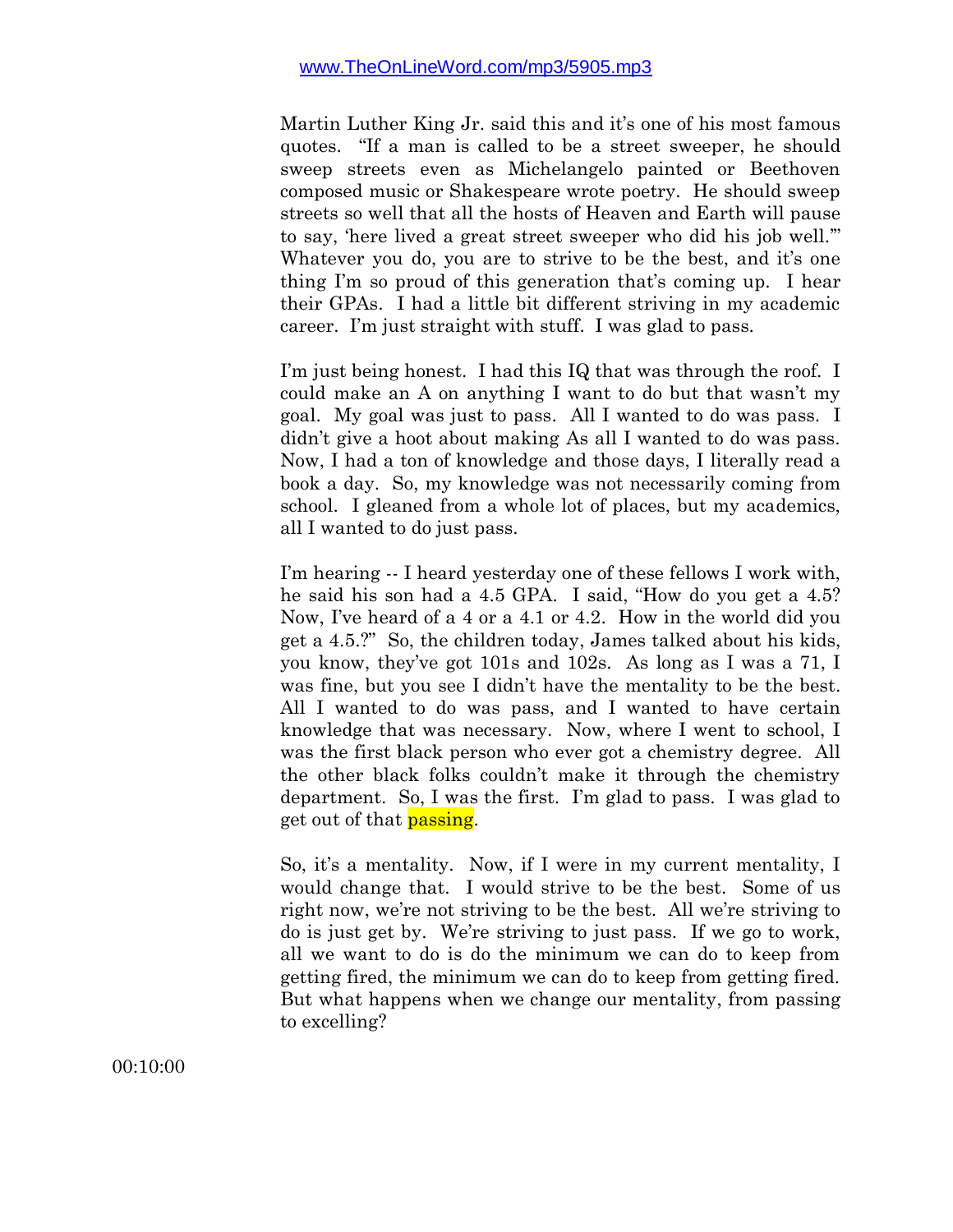www.TheOnLineWord.com/mp3/5905.mp3

Martin Luther King Jr. said this and it's one of his most famous quotes. "If a man is called to be a street sweeper, he should sweep streets even as Michelangelo painted or Beethoven composed music or Shakespeare wrote poetry. He should sweep streets so well that all the hosts of Heaven and Earth will pause to say, 'here lived a great street sweeper who did his job well.'" Whatever you do, you are to strive to be the best, and it's one thing I'm so proud of this generation that's coming up. I hear their GPAs. I had a little bit different striving in my academic career. I'm just straight with stuff. I was glad to pass.

I'm just being honest. I had this IQ that was through the roof. I could make an A on anything I want to do but that wasn't my goal. My goal was just to pass. All I wanted to do was pass. I didn't give a hoot about making As all I wanted to do was pass. Now, I had a ton of knowledge and those days, I literally read a book a day. So, my knowledge was not necessarily coming from school. I gleaned from a whole lot of places, but my academics, all I wanted to do just pass.

I'm hearing -- I heard yesterday one of these fellows I work with, he said his son had a 4.5 GPA. I said, "How do you get a 4.5? Now, I've heard of a 4 or a 4.1 or 4.2. How in the world did you get a 4.5.?" So, the children today, James talked about his kids, you know, they've got 101s and 102s. As long as I was a 71, I was fine, but you see I didn't have the mentality to be the best. All I wanted to do was pass, and I wanted to have certain knowledge that was necessary. Now, where I went to school, I was the first black person who ever got a chemistry degree. All the other black folks couldn't make it through the chemistry department. So, I was the first. I'm glad to pass. I was glad to get out of that passing.

So, it's a mentality. Now, if I were in my current mentality, I would change that. I would strive to be the best. Some of us right now, we're not striving to be the best. All we're striving to do is just get by. We're striving to just pass. If we go to work, all we want to do is do the minimum we can do to keep from getting fired, the minimum we can do to keep from getting fired. But what happens when we change our mentality, from passing to excelling?

00:10:00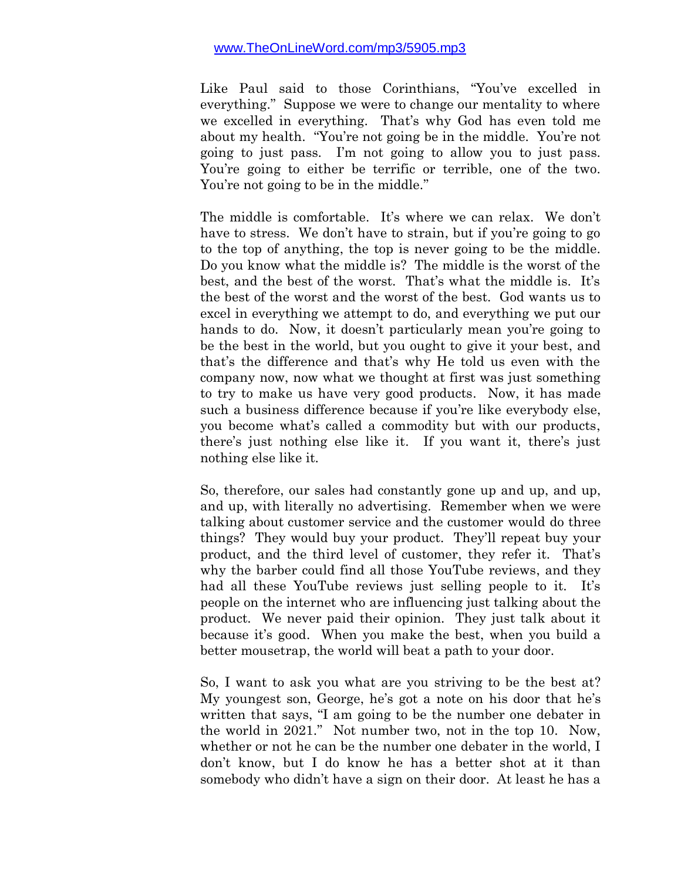Like Paul said to those Corinthians, "You've excelled in everything." Suppose we were to change our mentality to where we excelled in everything. That's why God has even told me about my health. "You're not going be in the middle. You're not going to just pass. I'm not going to allow you to just pass. You're going to either be terrific or terrible, one of the two. You're not going to be in the middle."

The middle is comfortable. It's where we can relax. We don't have to stress. We don't have to strain, but if you're going to go to the top of anything, the top is never going to be the middle. Do you know what the middle is? The middle is the worst of the best, and the best of the worst. That's what the middle is. It's the best of the worst and the worst of the best. God wants us to excel in everything we attempt to do, and everything we put our hands to do. Now, it doesn't particularly mean you're going to be the best in the world, but you ought to give it your best, and that's the difference and that's why He told us even with the company now, now what we thought at first was just something to try to make us have very good products. Now, it has made such a business difference because if you're like everybody else, you become what's called a commodity but with our products, there's just nothing else like it. If you want it, there's just nothing else like it.

So, therefore, our sales had constantly gone up and up, and up, and up, with literally no advertising. Remember when we were talking about customer service and the customer would do three things? They would buy your product. They'll repeat buy your product, and the third level of customer, they refer it. That's why the barber could find all those YouTube reviews, and they had all these YouTube reviews just selling people to it. It's people on the internet who are influencing just talking about the product. We never paid their opinion. They just talk about it because it's good. When you make the best, when you build a better mousetrap, the world will beat a path to your door.

So, I want to ask you what are you striving to be the best at? My youngest son, George, he's got a note on his door that he's written that says, "I am going to be the number one debater in the world in 2021." Not number two, not in the top 10. Now, whether or not he can be the number one debater in the world, I don't know, but I do know he has a better shot at it than somebody who didn't have a sign on their door. At least he has a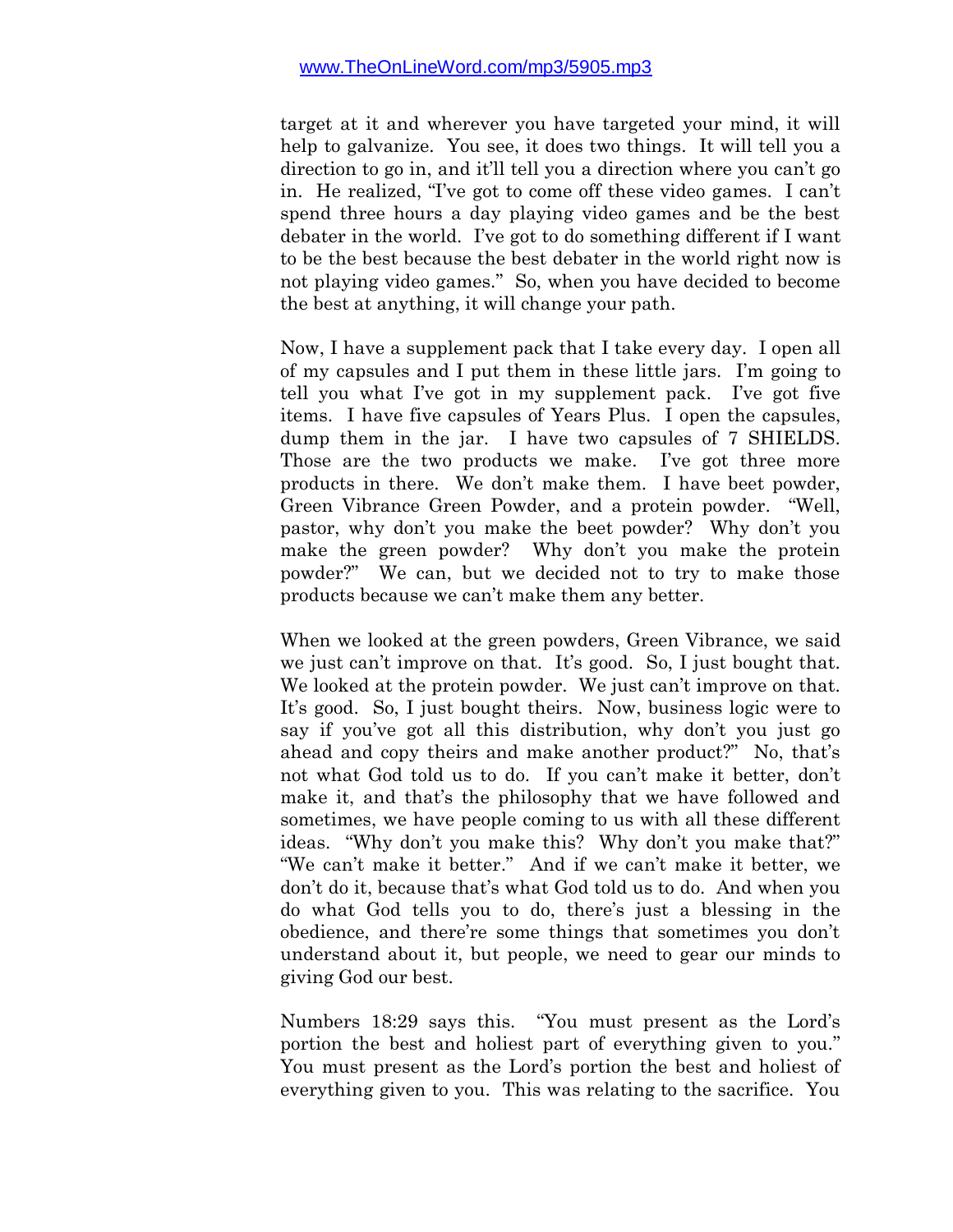target at it and wherever you have targeted your mind, it will help to galvanize. You see, it does two things. It will tell you a direction to go in, and it'll tell you a direction where you can't go in. He realized, "I've got to come off these video games. I can't spend three hours a day playing video games and be the best debater in the world. I've got to do something different if I want to be the best because the best debater in the world right now is not playing video games." So, when you have decided to become the best at anything, it will change your path.

Now, I have a supplement pack that I take every day. I open all of my capsules and I put them in these little jars. I'm going to tell you what I've got in my supplement pack. I've got five items. I have five capsules of Years Plus. I open the capsules, dump them in the jar. I have two capsules of 7 SHIELDS. Those are the two products we make. I've got three more products in there. We don't make them. I have beet powder, Green Vibrance Green Powder, and a protein powder. "Well, pastor, why don't you make the beet powder? Why don't you make the green powder? Why don't you make the protein powder?" We can, but we decided not to try to make those products because we can't make them any better.

When we looked at the green powders, Green Vibrance, we said we just can't improve on that. It's good. So, I just bought that. We looked at the protein powder. We just can't improve on that. It's good. So, I just bought theirs. Now, business logic were to say if you've got all this distribution, why don't you just go ahead and copy theirs and make another product?" No, that's not what God told us to do. If you can't make it better, don't make it, and that's the philosophy that we have followed and sometimes, we have people coming to us with all these different ideas. "Why don't you make this? Why don't you make that?" "We can't make it better." And if we can't make it better, we don't do it, because that's what God told us to do. And when you do what God tells you to do, there's just a blessing in the obedience, and there're some things that sometimes you don't understand about it, but people, we need to gear our minds to giving God our best.

Numbers 18:29 says this. "You must present as the Lord's portion the best and holiest part of everything given to you." You must present as the Lord's portion the best and holiest of everything given to you. This was relating to the sacrifice. You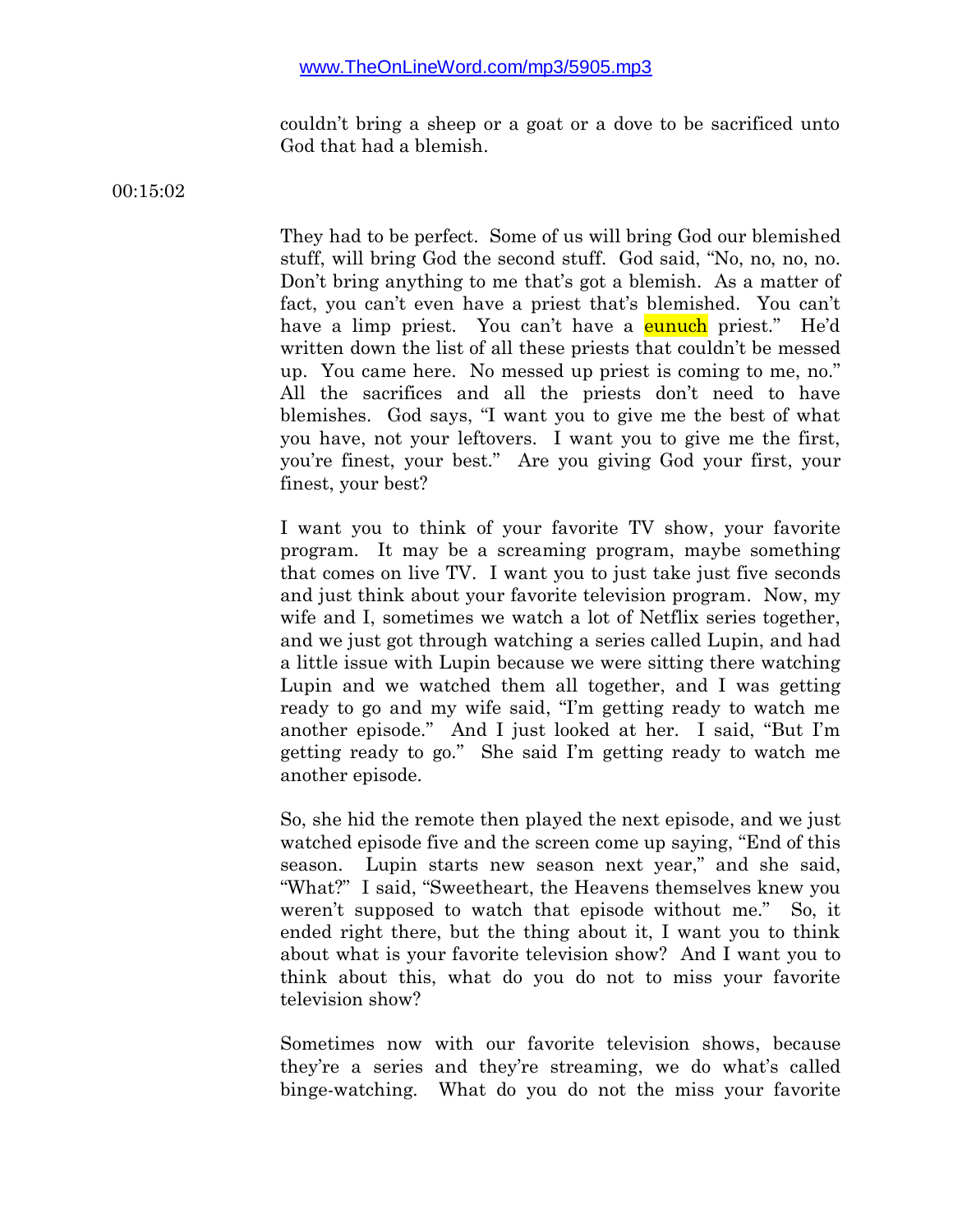couldn't bring a sheep or a goat or a dove to be sacrificed unto God that had a blemish.

00:15:02

They had to be perfect. Some of us will bring God our blemished stuff, will bring God the second stuff. God said, "No, no, no, no. Don't bring anything to me that's got a blemish. As a matter of fact, you can't even have a priest that's blemished. You can't have a limp priest. You can't have a eunuch priest." He'd written down the list of all these priests that couldn't be messed up. You came here. No messed up priest is coming to me, no." All the sacrifices and all the priests don't need to have blemishes. God says, "I want you to give me the best of what you have, not your leftovers. I want you to give me the first, you're finest, your best." Are you giving God your first, your finest, your best?

I want you to think of your favorite TV show, your favorite program. It may be a screaming program, maybe something that comes on live TV. I want you to just take just five seconds and just think about your favorite television program. Now, my wife and I, sometimes we watch a lot of Netflix series together, and we just got through watching a series called Lupin, and had a little issue with Lupin because we were sitting there watching Lupin and we watched them all together, and I was getting ready to go and my wife said, "I'm getting ready to watch me another episode." And I just looked at her. I said, "But I'm getting ready to go." She said I'm getting ready to watch me another episode.

So, she hid the remote then played the next episode, and we just watched episode five and the screen come up saying, "End of this season. Lupin starts new season next year," and she said, "What?" I said, "Sweetheart, the Heavens themselves knew you weren't supposed to watch that episode without me." So, it ended right there, but the thing about it, I want you to think about what is your favorite television show? And I want you to think about this, what do you do not to miss your favorite television show?

Sometimes now with our favorite television shows, because they're a series and they're streaming, we do what's called binge-watching. What do you do not the miss your favorite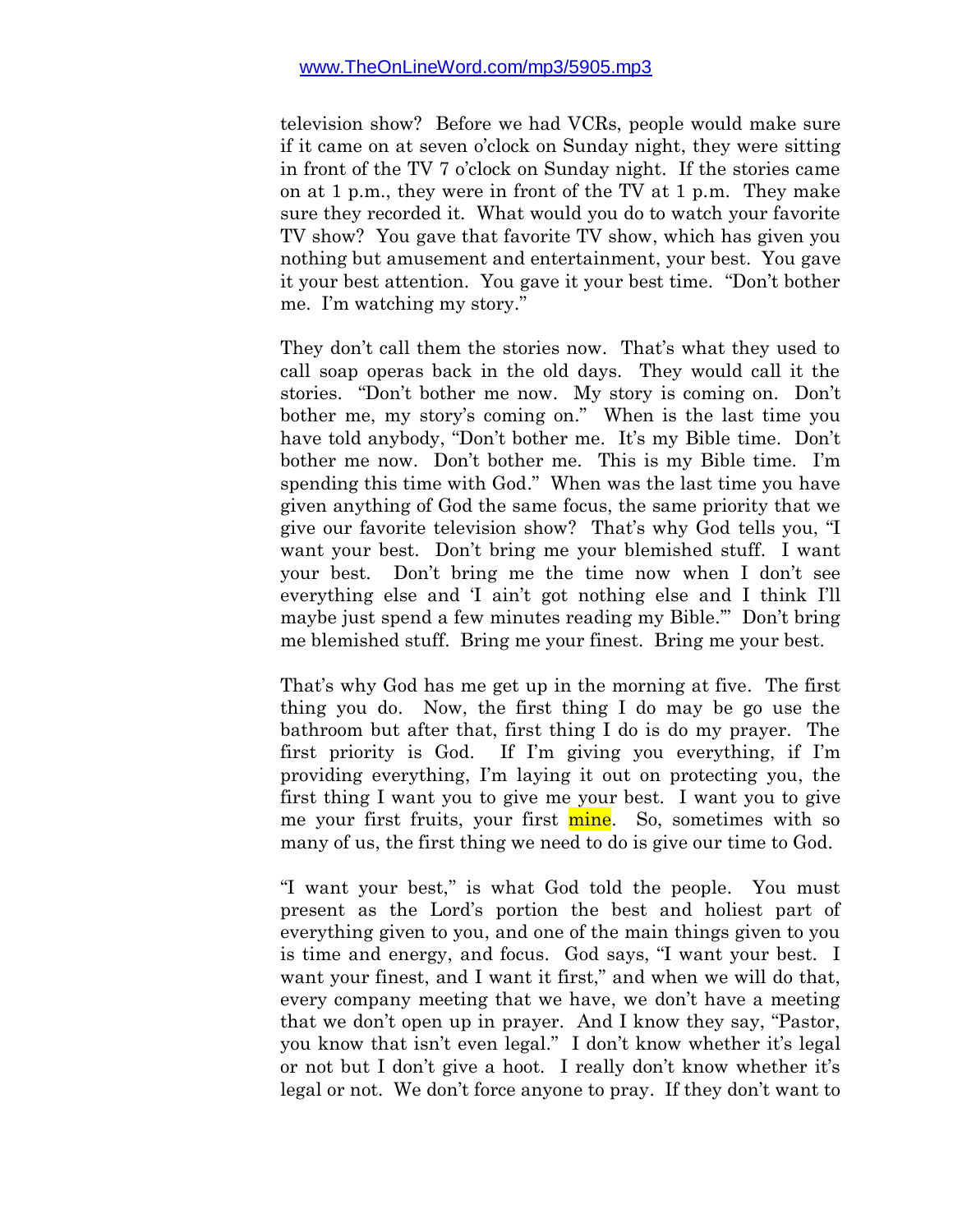television show? Before we had VCRs, people would make sure if it came on at seven o'clock on Sunday night, they were sitting in front of the TV 7 o'clock on Sunday night. If the stories came on at 1 p.m., they were in front of the TV at 1 p.m. They make sure they recorded it. What would you do to watch your favorite TV show? You gave that favorite TV show, which has given you nothing but amusement and entertainment, your best. You gave it your best attention. You gave it your best time. "Don't bother me. I'm watching my story."

They don't call them the stories now. That's what they used to call soap operas back in the old days. They would call it the stories. "Don't bother me now. My story is coming on. Don't bother me, my story's coming on." When is the last time you have told anybody, "Don't bother me. It's my Bible time. Don't bother me now. Don't bother me. This is my Bible time. I'm spending this time with God." When was the last time you have given anything of God the same focus, the same priority that we give our favorite television show? That's why God tells you, "I want your best. Don't bring me your blemished stuff. I want your best. Don't bring me the time now when I don't see everything else and 'I ain't got nothing else and I think I'll maybe just spend a few minutes reading my Bible.'" Don't bring me blemished stuff. Bring me your finest. Bring me your best.

That's why God has me get up in the morning at five. The first thing you do. Now, the first thing I do may be go use the bathroom but after that, first thing I do is do my prayer. The first priority is God. If I'm giving you everything, if I'm providing everything, I'm laying it out on protecting you, the first thing I want you to give me your best. I want you to give me your first fruits, your first mine. So, sometimes with so many of us, the first thing we need to do is give our time to God.

"I want your best," is what God told the people. You must present as the Lord's portion the best and holiest part of everything given to you, and one of the main things given to you is time and energy, and focus. God says, "I want your best. I want your finest, and I want it first," and when we will do that, every company meeting that we have, we don't have a meeting that we don't open up in prayer. And I know they say, "Pastor, you know that isn't even legal." I don't know whether it's legal or not but I don't give a hoot. I really don't know whether it's legal or not. We don't force anyone to pray. If they don't want to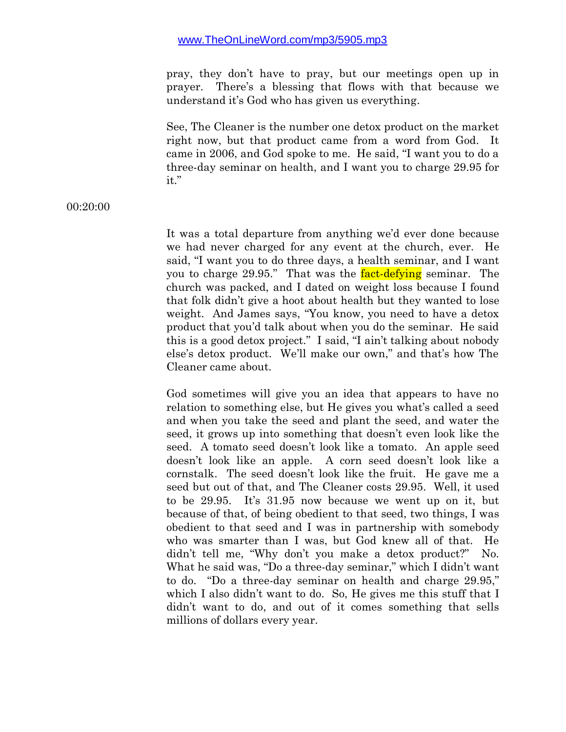pray, they don't have to pray, but our meetings open up in prayer. There's a blessing that flows with that because we understand it's God who has given us everything.

See, The Cleaner is the number one detox product on the market right now, but that product came from a word from God. It came in 2006, and God spoke to me. He said, "I want you to do a three-day seminar on health, and I want you to charge 29.95 for it."

00:20:00

It was a total departure from anything we'd ever done because we had never charged for any event at the church, ever. He said, "I want you to do three days, a health seminar, and I want you to charge 29.95." That was the fact-defying seminar. The church was packed, and I dated on weight loss because I found that folk didn't give a hoot about health but they wanted to lose weight. And James says, "You know, you need to have a detox product that you'd talk about when you do the seminar. He said this is a good detox project." I said, "I ain't talking about nobody else's detox product. We'll make our own," and that's how The Cleaner came about.

God sometimes will give you an idea that appears to have no relation to something else, but He gives you what's called a seed and when you take the seed and plant the seed, and water the seed, it grows up into something that doesn't even look like the seed. A tomato seed doesn't look like a tomato. An apple seed doesn't look like an apple. A corn seed doesn't look like a cornstalk. The seed doesn't look like the fruit. He gave me a seed but out of that, and The Cleaner costs 29.95. Well, it used to be 29.95. It's 31.95 now because we went up on it, but because of that, of being obedient to that seed, two things, I was obedient to that seed and I was in partnership with somebody who was smarter than I was, but God knew all of that. He didn't tell me, "Why don't you make a detox product?" No. What he said was, "Do a three-day seminar," which I didn't want to do. "Do a three-day seminar on health and charge 29.95," which I also didn't want to do. So, He gives me this stuff that I didn't want to do, and out of it comes something that sells millions of dollars every year.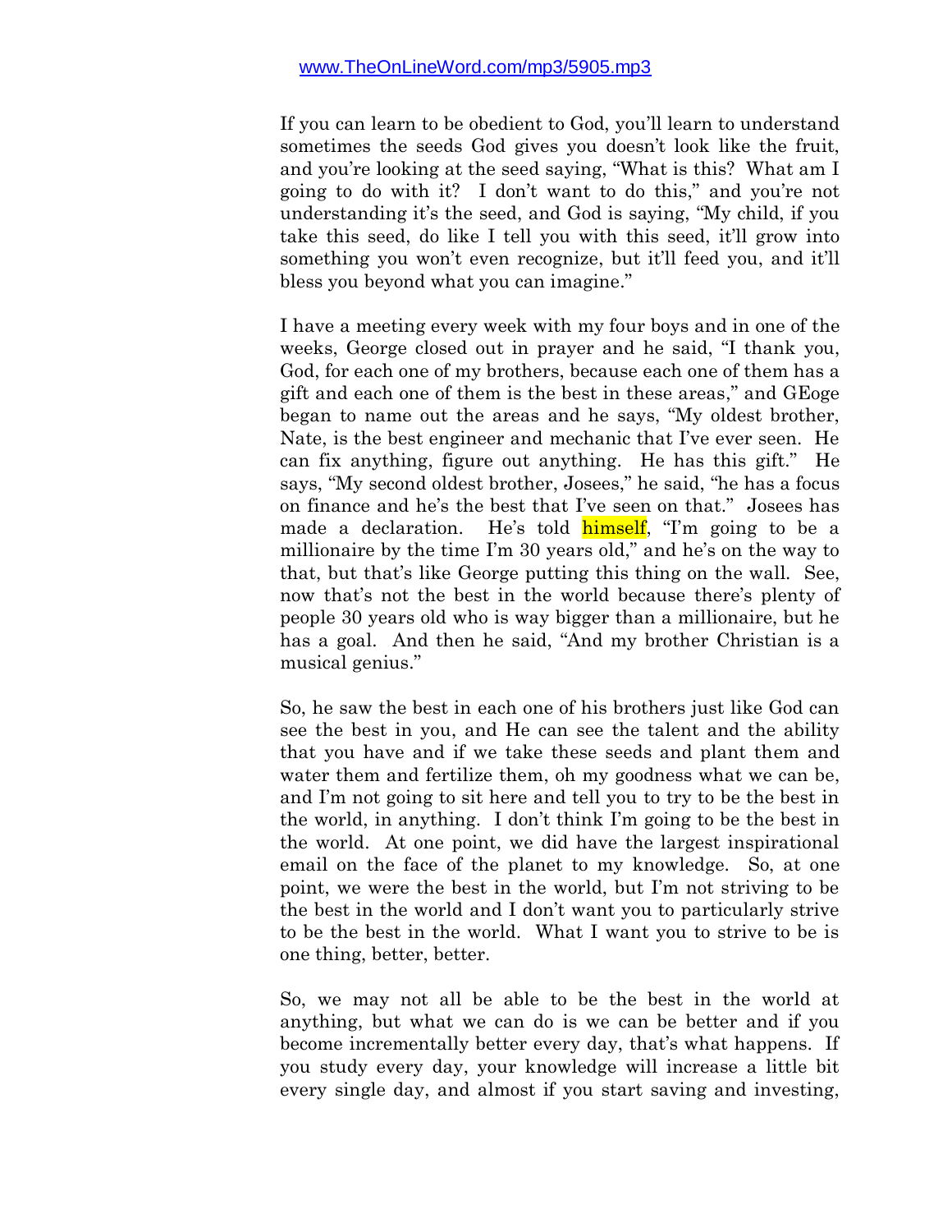www.TheOnLineWord.com/mp3/5905.mp3

If you can learn to be obedient to God, you'll learn to understand sometimes the seeds God gives you doesn't look like the fruit, and you're looking at the seed saying, "What is this? What am I going to do with it? I don't want to do this," and you're not understanding it's the seed, and God is saying, "My child, if you take this seed, do like I tell you with this seed, it'll grow into something you won't even recognize, but it'll feed you, and it'll bless you beyond what you can imagine."

I have a meeting every week with my four boys and in one of the weeks, George closed out in prayer and he said, "I thank you, God, for each one of my brothers, because each one of them has a gift and each one of them is the best in these areas," and GEoge began to name out the areas and he says, "My oldest brother, Nate, is the best engineer and mechanic that I've ever seen. He can fix anything, figure out anything. He has this gift." He says, "My second oldest brother, Josees," he said, "he has a focus on finance and he's the best that I've seen on that." Josees has made a declaration. He's told himself, "I'm going to be a millionaire by the time I'm 30 years old," and he's on the way to that, but that's like George putting this thing on the wall. See, now that's not the best in the world because there's plenty of people 30 years old who is way bigger than a millionaire, but he has a goal. And then he said, "And my brother Christian is a musical genius."

So, he saw the best in each one of his brothers just like God can see the best in you, and He can see the talent and the ability that you have and if we take these seeds and plant them and water them and fertilize them, oh my goodness what we can be, and I'm not going to sit here and tell you to try to be the best in the world, in anything. I don't think I'm going to be the best in the world. At one point, we did have the largest inspirational email on the face of the planet to my knowledge. So, at one point, we were the best in the world, but I'm not striving to be the best in the world and I don't want you to particularly strive to be the best in the world. What I want you to strive to be is one thing, better, better.

So, we may not all be able to be the best in the world at anything, but what we can do is we can be better and if you become incrementally better every day, that's what happens. If you study every day, your knowledge will increase a little bit every single day, and almost if you start saving and investing,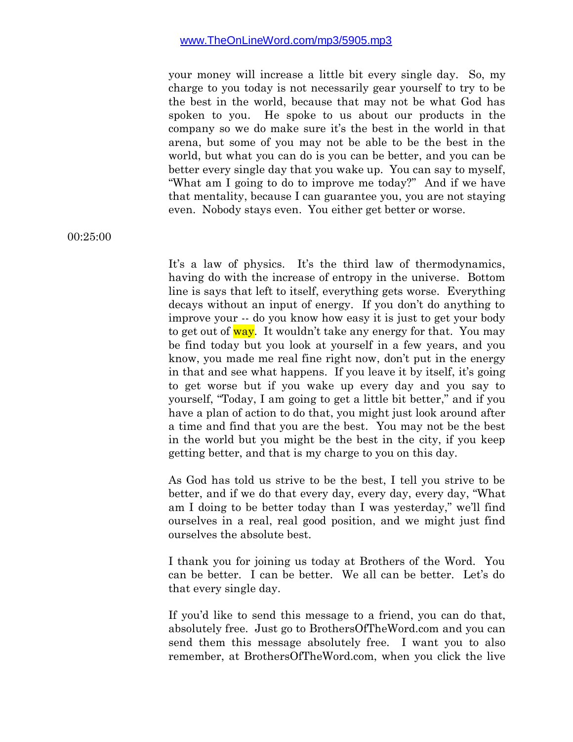your money will increase a little bit every single day. So, my charge to you today is not necessarily gear yourself to try to be the best in the world, because that may not be what God has spoken to you. He spoke to us about our products in the company so we do make sure it's the best in the world in that arena, but some of you may not be able to be the best in the world, but what you can do is you can be better, and you can be better every single day that you wake up. You can say to myself, "What am I going to do to improve me today?" And if we have that mentality, because I can guarantee you, you are not staying even. Nobody stays even. You either get better or worse.

00:25:00

It's a law of physics. It's the third law of thermodynamics, having do with the increase of entropy in the universe. Bottom line is says that left to itself, everything gets worse. Everything decays without an input of energy. If you don't do anything to improve your -- do you know how easy it is just to get your body to get out of way. It wouldn't take any energy for that. You may be find today but you look at yourself in a few years, and you know, you made me real fine right now, don't put in the energy in that and see what happens. If you leave it by itself, it's going to get worse but if you wake up every day and you say to yourself, "Today, I am going to get a little bit better," and if you have a plan of action to do that, you might just look around after a time and find that you are the best. You may not be the best in the world but you might be the best in the city, if you keep getting better, and that is my charge to you on this day.

As God has told us strive to be the best, I tell you strive to be better, and if we do that every day, every day, every day, "What am I doing to be better today than I was yesterday," we'll find ourselves in a real, real good position, and we might just find ourselves the absolute best.

I thank you for joining us today at Brothers of the Word. You can be better. I can be better. We all can be better. Let's do that every single day.

If you'd like to send this message to a friend, you can do that, absolutely free. Just go to BrothersOfTheWord.com and you can send them this message absolutely free. I want you to also remember, at BrothersOfTheWord.com, when you click the live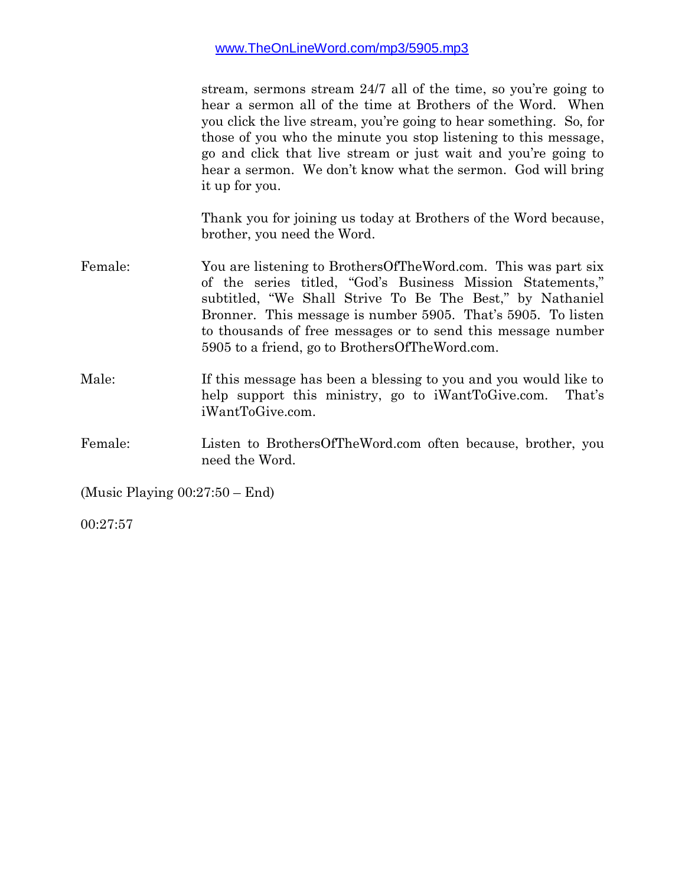stream, sermons stream 24/7 all of the time, so you're going to hear a sermon all of the time at Brothers of the Word. When you click the live stream, you're going to hear something. So, for those of you who the minute you stop listening to this message, go and click that live stream or just wait and you're going to hear a sermon. We don't know what the sermon. God will bring it up for you.

Thank you for joining us today at Brothers of the Word because, brother, you need the Word.

Female: You are listening to BrothersOfTheWord.com. This was part six of the series titled, "God's Business Mission Statements," subtitled, "We Shall Strive To Be The Best," by Nathaniel Bronner. This message is number 5905. That's 5905. To listen to thousands of free messages or to send this message number 5905 to a friend, go to BrothersOfTheWord.com.

Male: If this message has been a blessing to you and you would like to help support this ministry, go to iWantToGive.com. That's iWantToGive.com.

Female: Listen to BrothersOfTheWord.com often because, brother, you need the Word.

(Music Playing 00:27:50 – End)

00:27:57